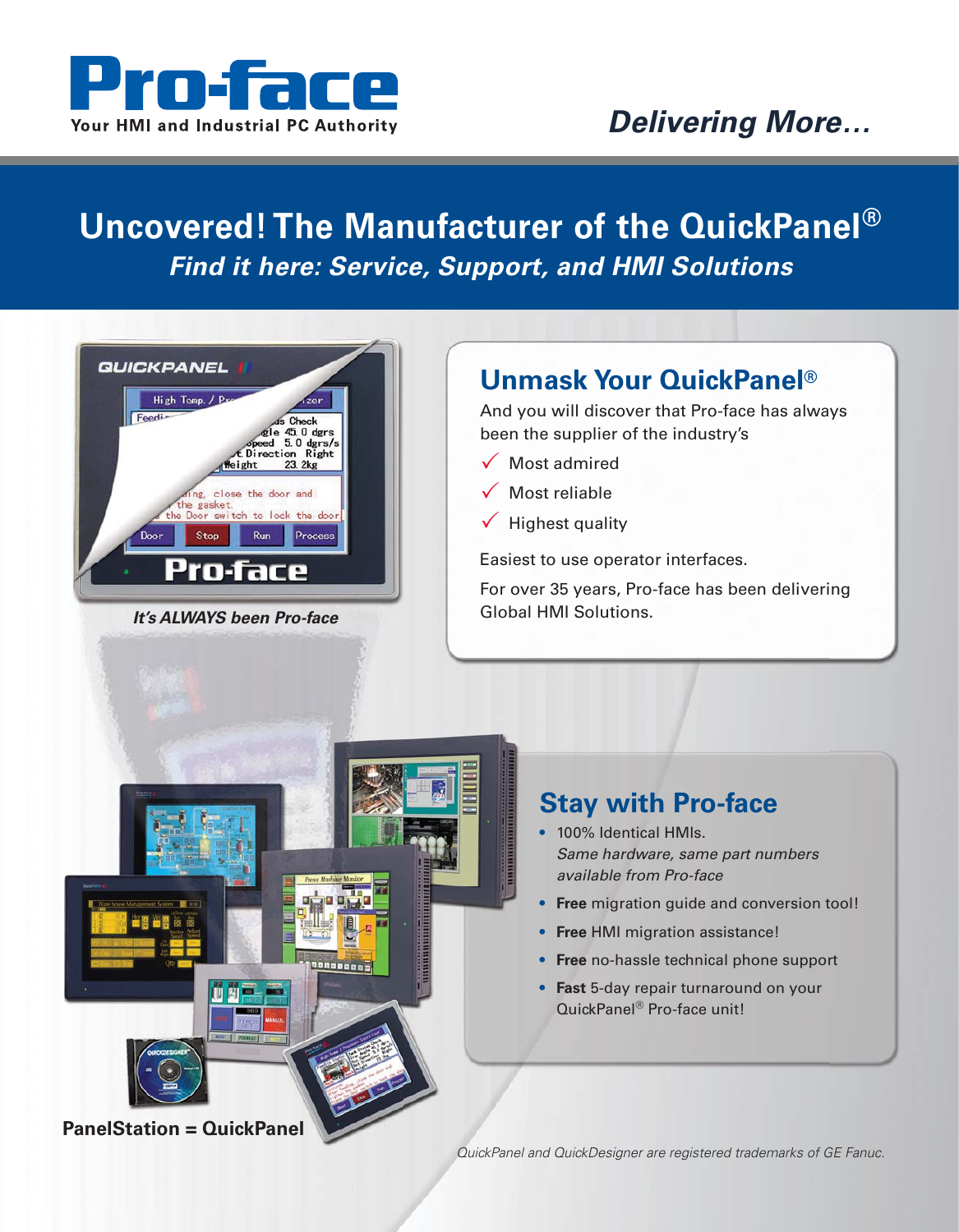**Pro-face**

Your HMI and Industrial PC Authority

*Delivering More…*

# Uncovered! The Manufacturer of the QuickPanel®

***Find it here: Service, Support, and HMI Solutions***

***It's ALWAYS been Pro-face***

## Unmask Your QuickPanel®

And you will discover that Pro-face has always been the supplier of the industry's

- ✓ Most admired
- ✓ Most reliable
- ✓ Highest quality

Easiest to use operator interfaces.

For over 35 years, Pro-face has been delivering Global HMI Solutions.

## Stay with Pro-face

- 100% Identical HMIs.
  *Same hardware, same part numbers available from Pro-face*
- **Free** migration guide and conversion tool!
- **Free** HMI migration assistance!
- **Free** no-hassle technical phone support
- **Fast** 5-day repair turnaround on your QuickPanel® Pro-face unit!

**PanelStation = QuickPanel**

*QuickPanel and QuickDesigner are registered trademarks of GE Fanuc.*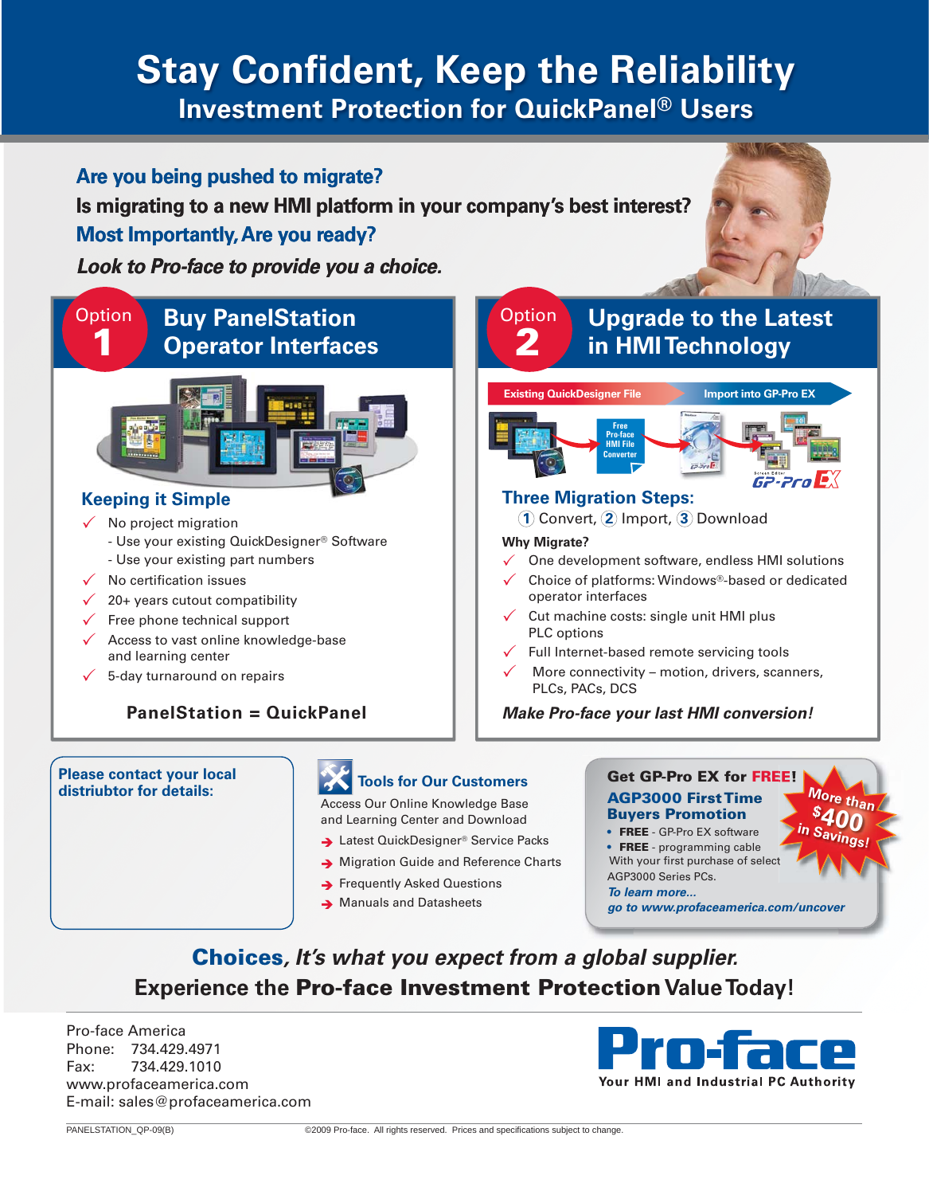# Stay Confident, Keep the Reliability

## Investment Protection for QuickPanel® Users

**Are you being pushed to migrate?**

**Is migrating to a new HMI platform in your company's best interest?**

**Most Importantly, Are you ready?**

***Look to Pro-face to provide you a choice.***

## Option 1 — Buy PanelStation Operator Interfaces

### Keeping it Simple

- ✓ No project migration
  - Use your existing QuickDesigner® Software
  - Use your existing part numbers
- ✓ No certification issues
- ✓ 20+ years cutout compatibility
- ✓ Free phone technical support
- ✓ Access to vast online knowledge-base and learning center
- ✓ 5-day turnaround on repairs

**PanelStation = QuickPanel**

## Option 2 — Upgrade to the Latest in HMI Technology

Existing QuickDesigner File → Import into GP-Pro EX

Free Pro-face HMI File Converter

### Three Migration Steps:

(1) Convert, (2) Import, (3) Download

**Why Migrate?**

- ✓ One development software, endless HMI solutions
- ✓ Choice of platforms: Windows®-based or dedicated operator interfaces
- ✓ Cut machine costs: single unit HMI plus PLC options
- ✓ Full Internet-based remote servicing tools
- ✓ More connectivity – motion, drivers, scanners, PLCs, PACs, DCS

***Make Pro-face your last HMI conversion!***

**Please contact your local distriubtor for details:**

### Tools for Our Customers

Access Our Online Knowledge Base and Learning Center and Download

- ➔ Latest QuickDesigner® Service Packs
- ➔ Migration Guide and Reference Charts
- ➔ Frequently Asked Questions
- ➔ Manuals and Datasheets

### Get GP-Pro EX for FREE!

**AGP3000 First Time Buyers Promotion**

- **FREE** - GP-Pro EX software
- **FREE** - programming cable

With your first purchase of select AGP3000 Series PCs.

*To learn more...*

*go to www.profaceamerica.com/uncover*

More than $400 in Savings!

**Choices**, *It's what you expect from a global supplier.*

**Experience the Pro-face Investment Protection Value Today!**

Pro-face America
Phone: 734.429.4971
Fax: 734.429.1010
www.profaceamerica.com
E-mail: sales@profaceamerica.com

Pro-face — Your HMI and Industrial PC Authority

PANELSTATION_QP-09(B) ©2009 Pro-face. All rights reserved. Prices and specifications subject to change.